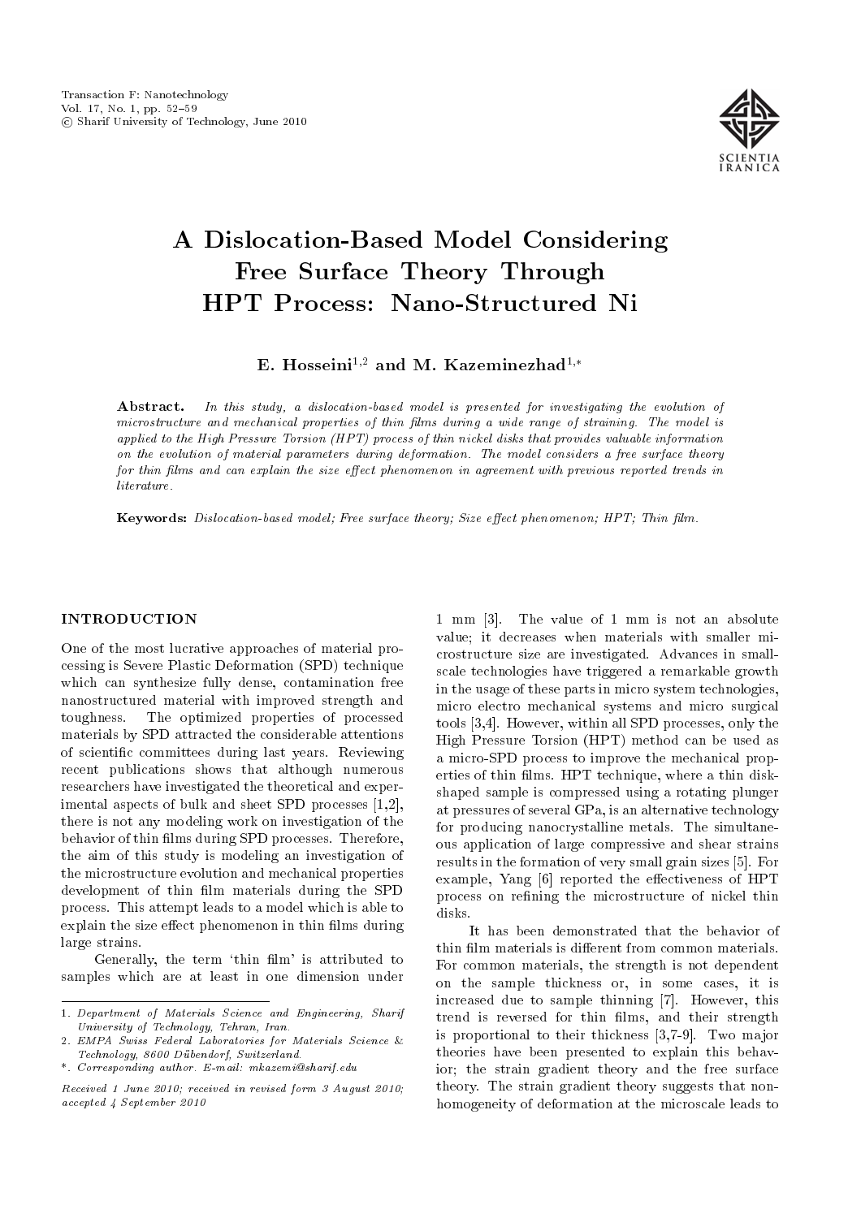# A Dislocation-Based Model Considering Free Surface Theory Through HPT Process: Nano-Structured Ni

**E. Hosseini[1,2] and M. Kazeminezhad[1,*]**

**Abstract.** *In this study, a dislocation-based model is presented for investigating the evolution of microstructure and mechanical properties of thin films during a wide range of straining. The model is applied to the High Pressure Torsion (HPT) process of thin nickel disks that provides valuable information on the evolution of material parameters during deformation. The model considers a free surface theory for thin films and can explain the size effect phenomenon in agreement with previous reported trends in literature.*

**Keywords:** *Dislocation-based model; Free surface theory; Size effect phenomenon; HPT; Thin film.*

## INTRODUCTION

One of the most lucrative approaches of material processing is Severe Plastic Deformation (SPD) technique which can synthesize fully dense, contamination free nanostructured material with improved strength and toughness. The optimized properties of processed materials by SPD attracted the considerable attentions of scientific committees during last years. Reviewing recent publications shows that although numerous researchers have investigated the theoretical and experimental aspects of bulk and sheet SPD processes [1,2], there is not any modeling work on investigation of the behavior of thin films during SPD processes. Therefore, the aim of this study is modeling an investigation of the microstructure evolution and mechanical properties development of thin film materials during the SPD process. This attempt leads to a model which is able to explain the size effect phenomenon in thin films during large strains.

Generally, the term 'thin film' is attributed to samples which are at least in one dimension under 1 mm [3]. The value of 1 mm is not an absolute value; it decreases when materials with smaller microstructure size are investigated. Advances in small-scale technologies have triggered a remarkable growth in the usage of these parts in micro system technologies, micro electro mechanical systems and micro surgical tools [3,4]. However, within all SPD processes, only the High Pressure Torsion (HPT) method can be used as a micro-SPD process to improve the mechanical properties of thin films. HPT technique, where a thin disk-shaped sample is compressed using a rotating plunger at pressures of several GPa, is an alternative technology for producing nanocrystalline metals. The simultaneous application of large compressive and shear strains results in the formation of very small grain sizes [5]. For example, Yang [6] reported the effectiveness of HPT process on refining the microstructure of nickel thin disks.

It has been demonstrated that the behavior of thin film materials is different from common materials. For common materials, the strength is not dependent on the sample thickness or, in some cases, it is increased due to sample thinning [7]. However, this trend is reversed for thin films, and their strength is proportional to their thickness [3,7-9]. Two major theories have been presented to explain this behavior; the strain gradient theory and the free surface theory. The strain gradient theory suggests that non-homogeneity of deformation at the microscale leads to

---

1. Department of Materials Science and Engineering, Sharif University of Technology, Tehran, Iran.
2. EMPA Swiss Federal Laboratories for Materials Science & Technology, 8600 Dübendorf, Switzerland.

*. Corresponding author. E-mail: mkazemi@sharif.edu

*Received 1 June 2010; received in revised form 3 August 2010; accepted 4 September 2010*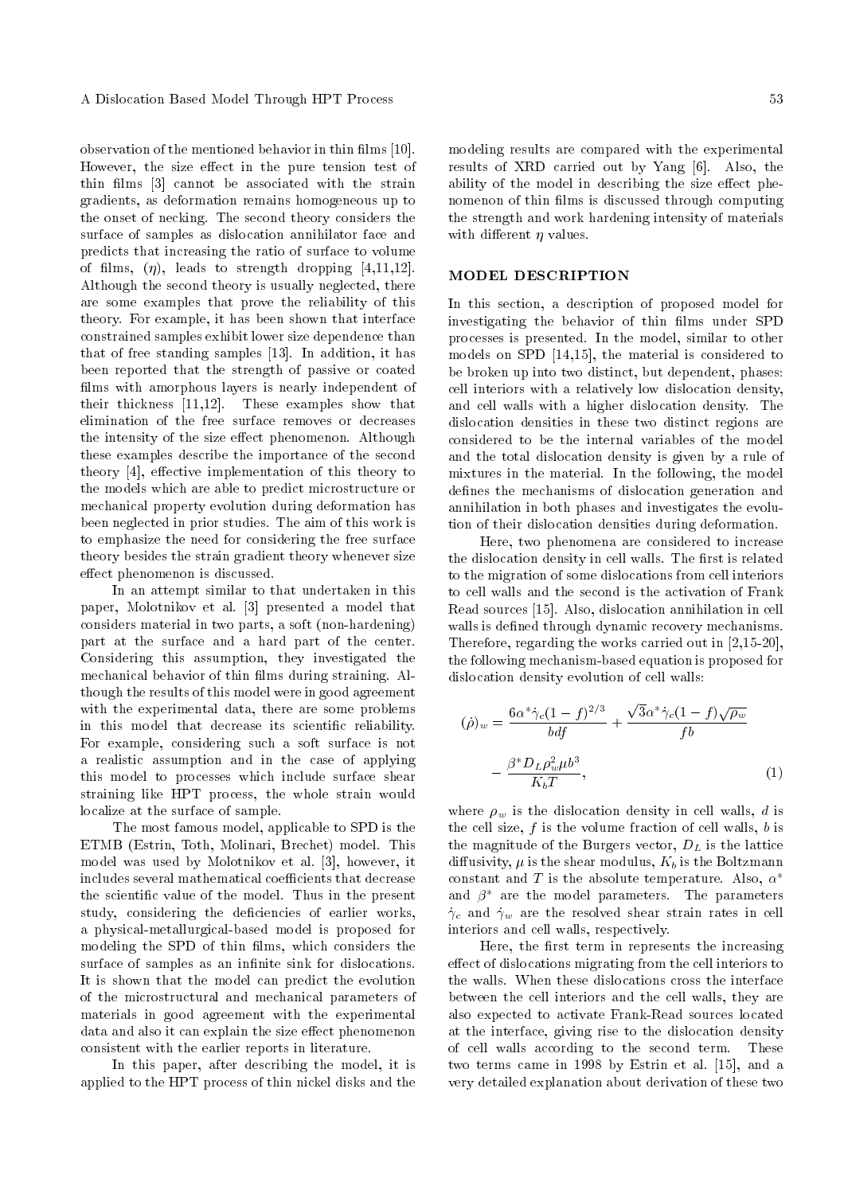observation of the mentioned behavior in thin films [10]. However, the size effect in the pure tension test of thin films [3] cannot be associated with the strain gradients, as deformation remains homogeneous up to the onset of necking. The second theory considers the surface of samples as dislocation annihilator face and predicts that increasing the ratio of surface to volume of films, ($\eta$), leads to strength dropping [4,11,12]. Although the second theory is usually neglected, there are some examples that prove the reliability of this theory. For example, it has been shown that interface constrained samples exhibit lower size dependence than that of free standing samples [13]. In addition, it has been reported that the strength of passive or coated films with amorphous layers is nearly independent of their thickness [11,12]. These examples show that elimination of the free surface removes or decreases the intensity of the size effect phenomenon. Although these examples describe the importance of the second theory [4], effective implementation of this theory to the models which are able to predict microstructure or mechanical property evolution during deformation has been neglected in prior studies. The aim of this work is to emphasize the need for considering the free surface theory besides the strain gradient theory whenever size effect phenomenon is discussed.

In an attempt similar to that undertaken in this paper, Molotnikov et al. [3] presented a model that considers material in two parts, a soft (non-hardening) part at the surface and a hard part of the center. Considering this assumption, they investigated the mechanical behavior of thin films during straining. Although the results of this model were in good agreement with the experimental data, there are some problems in this model that decrease its scientific reliability. For example, considering such a soft surface is not a realistic assumption and in the case of applying this model to processes which include surface shear straining like HPT process, the whole strain would localize at the surface of sample.

The most famous model, applicable to SPD is the ETMB (Estrin, Toth, Molinari, Brechet) model. This model was used by Molotnikov et al. [3], however, it includes several mathematical coefficients that decrease the scientific value of the model. Thus in the present study, considering the deficiencies of earlier works, a physical-metallurgical-based model is proposed for modeling the SPD of thin films, which considers the surface of samples as an infinite sink for dislocations. It is shown that the model can predict the evolution of the microstructural and mechanical parameters of materials in good agreement with the experimental data and also it can explain the size effect phenomenon consistent with the earlier reports in literature.

In this paper, after describing the model, it is applied to the HPT process of thin nickel disks and the modeling results are compared with the experimental results of XRD carried out by Yang [6]. Also, the ability of the model in describing the size effect phenomenon of thin films is discussed through computing the strength and work hardening intensity of materials with different $\eta$ values.

## MODEL DESCRIPTION

In this section, a description of proposed model for investigating the behavior of thin films under SPD processes is presented. In the model, similar to other models on SPD [14,15], the material is considered to be broken up into two distinct, but dependent, phases: cell interiors with a relatively low dislocation density, and cell walls with a higher dislocation density. The dislocation densities in these two distinct regions are considered to be the internal variables of the model and the total dislocation density is given by a rule of mixtures in the material. In the following, the model defines the mechanisms of dislocation generation and annihilation in both phases and investigates the evolution of their dislocation densities during deformation.

Here, two phenomena are considered to increase the dislocation density in cell walls. The first is related to the migration of some dislocations from cell interiors to cell walls and the second is the activation of Frank Read sources [15]. Also, dislocation annihilation in cell walls is defined through dynamic recovery mechanisms. Therefore, regarding the works carried out in [2,15-20], the following mechanism-based equation is proposed for dislocation density evolution of cell walls:

$$(\dot{\rho})_w = \frac{6\alpha^*\dot{\gamma}_c(1-f)^{2/3}}{bdf} + \frac{\sqrt{3}\alpha^*\dot{\gamma}_c(1-f)\sqrt{\rho_w}}{fb} - \frac{\beta^* D_L \rho_w^2 \mu b^3}{K_b T}, \tag{1}$$

where $\rho_w$ is the dislocation density in cell walls, $d$ is the cell size, $f$ is the volume fraction of cell walls, $b$ is the magnitude of the Burgers vector, $D_L$ is the lattice diffusivity, $\mu$ is the shear modulus, $K_b$ is the Boltzmann constant and $T$ is the absolute temperature. Also, $\alpha^*$ and $\beta^*$ are the model parameters. The parameters $\dot{\gamma}_c$ and $\dot{\gamma}_w$ are the resolved shear strain rates in cell interiors and cell walls, respectively.

Here, the first term in represents the increasing effect of dislocations migrating from the cell interiors to the walls. When these dislocations cross the interface between the cell interiors and the cell walls, they are also expected to activate Frank-Read sources located at the interface, giving rise to the dislocation density of cell walls according to the second term. These two terms came in 1998 by Estrin et al. [15], and a very detailed explanation about derivation of these two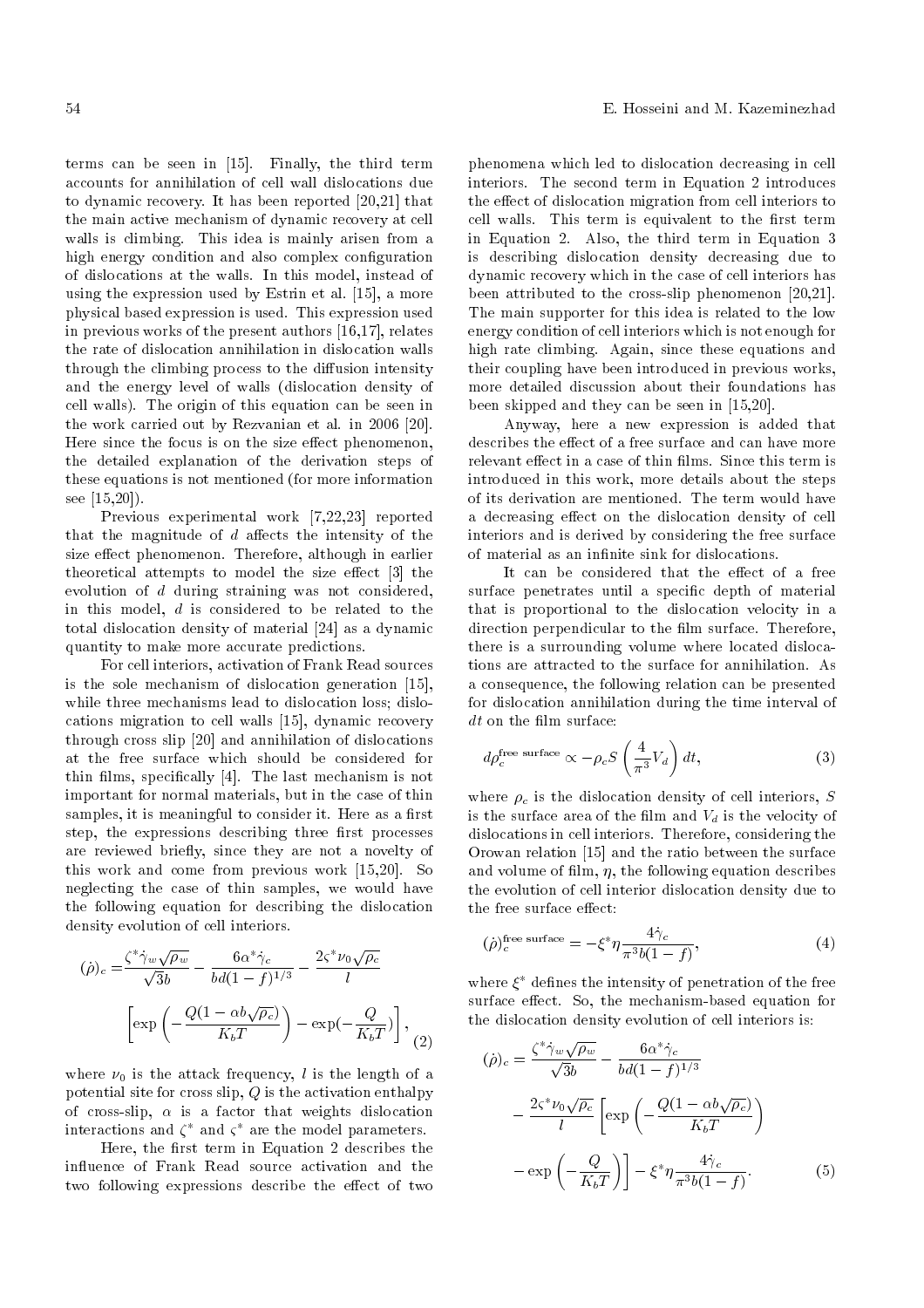terms can be seen in [15]. Finally, the third term accounts for annihilation of cell wall dislocations due to dynamic recovery. It has been reported [20,21] that the main active mechanism of dynamic recovery at cell walls is climbing. This idea is mainly arisen from a high energy condition and also complex configuration of dislocations at the walls. In this model, instead of using the expression used by Estrin et al. [15], a more physical based expression is used. This expression used in previous works of the present authors [16,17], relates the rate of dislocation annihilation in dislocation walls through the climbing process to the diffusion intensity and the energy level of walls (dislocation density of cell walls). The origin of this equation can be seen in the work carried out by Rezvanian et al. in 2006 [20]. Here since the focus is on the size effect phenomenon, the detailed explanation of the derivation steps of these equations is not mentioned (for more information see [15,20]).

Previous experimental work [7,22,23] reported that the magnitude of $d$ affects the intensity of the size effect phenomenon. Therefore, although in earlier theoretical attempts to model the size effect [3] the evolution of $d$ during straining was not considered, in this model, $d$ is considered to be related to the total dislocation density of material [24] as a dynamic quantity to make more accurate predictions.

For cell interiors, activation of Frank Read sources is the sole mechanism of dislocation generation [15], while three mechanisms lead to dislocation loss; dislocations migration to cell walls [15], dynamic recovery through cross slip [20] and annihilation of dislocations at the free surface which should be considered for thin films, specifically [4]. The last mechanism is not important for normal materials, but in the case of thin samples, it is meaningful to consider it. Here as a first step, the expressions describing three first processes are reviewed briefly, since they are not a novelty of this work and come from previous work [15,20]. So neglecting the case of thin samples, we would have the following equation for describing the dislocation density evolution of cell interiors.

$$(\dot{\rho})_c = \frac{\zeta^* \dot{\gamma}_w \sqrt{\rho_w}}{\sqrt{3}b} - \frac{6\alpha^* \dot{\gamma}_c}{bd(1-f)^{1/3}} - \frac{2\varsigma^* \nu_0 \sqrt{\rho_c}}{l} \left[\exp\left(-\frac{Q(1-\alpha b\sqrt{\rho_c})}{K_b T}\right) - \exp\left(-\frac{Q}{K_b T}\right)\right], \tag{2}$$

where $\nu_0$ is the attack frequency, $l$ is the length of a potential site for cross slip, $Q$ is the activation enthalpy of cross-slip, $\alpha$ is a factor that weights dislocation interactions and $\zeta^*$ and $\varsigma^*$ are the model parameters.

Here, the first term in Equation 2 describes the influence of Frank Read source activation and the two following expressions describe the effect of two phenomena which led to dislocation decreasing in cell interiors. The second term in Equation 2 introduces the effect of dislocation migration from cell interiors to cell walls. This term is equivalent to the first term in Equation 2. Also, the third term in Equation 3 is describing dislocation density decreasing due to dynamic recovery which in the case of cell interiors has been attributed to the cross-slip phenomenon [20,21]. The main supporter for this idea is related to the low energy condition of cell interiors which is not enough for high rate climbing. Again, since these equations and their coupling have been introduced in previous works, more detailed discussion about their foundations has been skipped and they can be seen in [15,20].

Anyway, here a new expression is added that describes the effect of a free surface and can have more relevant effect in a case of thin films. Since this term is introduced in this work, more details about the steps of its derivation are mentioned. The term would have a decreasing effect on the dislocation density of cell interiors and is derived by considering the free surface of material as an infinite sink for dislocations.

It can be considered that the effect of a free surface penetrates until a specific depth of material that is proportional to the dislocation velocity in a direction perpendicular to the film surface. Therefore, there is a surrounding volume where located dislocations are attracted to the surface for annihilation. As a consequence, the following relation can be presented for dislocation annihilation during the time interval of $dt$ on the film surface:

$$d\rho_c^{\text{free surface}} \propto -\rho_c S \left(\frac{4}{\pi^3} V_d\right) dt, \tag{3}$$

where $\rho_c$ is the dislocation density of cell interiors, $S$ is the surface area of the film and $V_d$ is the velocity of dislocations in cell interiors. Therefore, considering the Orowan relation [15] and the ratio between the surface and volume of film, $\eta$, the following equation describes the evolution of cell interior dislocation density due to the free surface effect:

$$(\dot{\rho})_c^{\text{free surface}} = -\xi^* \eta \frac{4\dot{\gamma}_c}{\pi^3 b(1-f)}, \tag{4}$$

where $\xi^*$ defines the intensity of penetration of the free surface effect. So, the mechanism-based equation for the dislocation density evolution of cell interiors is:

$$(\dot{\rho})_c = \frac{\zeta^* \dot{\gamma}_w \sqrt{\rho_w}}{\sqrt{3}b} - \frac{6\alpha^* \dot{\gamma}_c}{bd(1-f)^{1/3}} - \frac{2\varsigma^* \nu_0 \sqrt{\rho_c}}{l} \left[\exp\left(-\frac{Q(1-\alpha b\sqrt{\rho_c})}{K_b T}\right) - \exp\left(-\frac{Q}{K_b T}\right)\right] - \xi^* \eta \frac{4\dot{\gamma}_c}{\pi^3 b(1-f)}. \tag{5}$$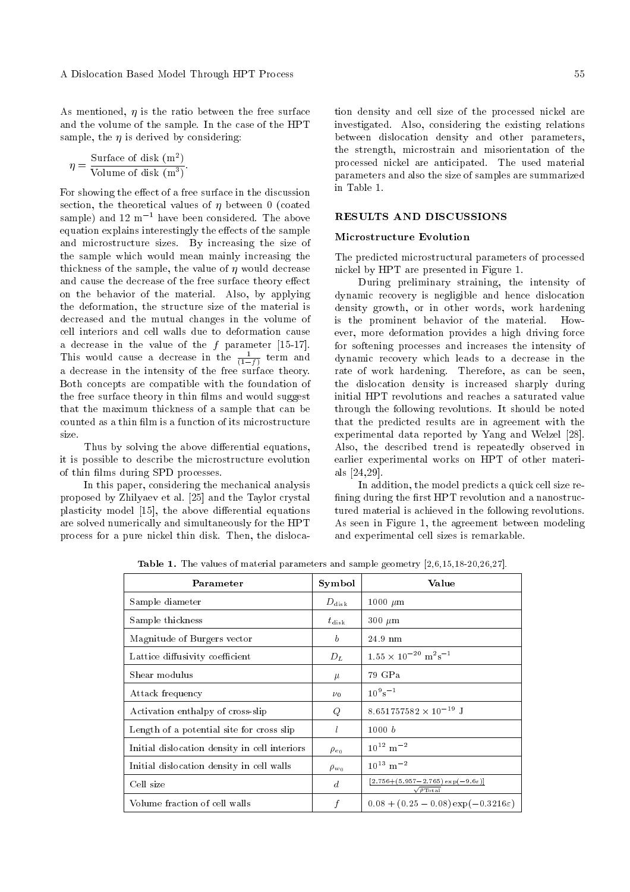As mentioned, $\eta$ is the ratio between the free surface and the volume of the sample. In the case of the HPT sample, the $\eta$ is derived by considering:

$$\eta = \frac{\text{Surface of disk (m}^2)}{\text{Volume of disk (m}^3)}.$$

For showing the effect of a free surface in the discussion section, the theoretical values of $\eta$ between 0 (coated sample) and 12 $\text{m}^{-1}$ have been considered. The above equation explains interestingly the effects of the sample and microstructure sizes. By increasing the size of the sample which would mean mainly increasing the thickness of the sample, the value of $\eta$ would decrease and cause the decrease of the free surface theory effect on the behavior of the material. Also, by applying the deformation, the structure size of the material is decreased and the mutual changes in the volume of cell interiors and cell walls due to deformation cause a decrease in the value of the $f$ parameter [15-17]. This would cause a decrease in the $\frac{1}{(1-f)}$ term and a decrease in the intensity of the free surface theory. Both concepts are compatible with the foundation of the free surface theory in thin films and would suggest that the maximum thickness of a sample that can be counted as a thin film is a function of its microstructure size.

Thus by solving the above differential equations, it is possible to describe the microstructure evolution of thin films during SPD processes.

In this paper, considering the mechanical analysis proposed by Zhilyaev et al. [25] and the Taylor crystal plasticity model [15], the above differential equations are solved numerically and simultaneously for the HPT process for a pure nickel thin disk. Then, the dislocation density and cell size of the processed nickel are investigated. Also, considering the existing relations between dislocation density and other parameters, the strength, microstrain and misorientation of the processed nickel are anticipated. The used material parameters and also the size of samples are summarized in Table 1.

## RESULTS AND DISCUSSIONS

### Microstructure Evolution

The predicted microstructural parameters of processed nickel by HPT are presented in Figure 1.

During preliminary straining, the intensity of dynamic recovery is negligible and hence dislocation density growth, or in other words, work hardening is the prominent behavior of the material. However, more deformation provides a high driving force for softening processes and increases the intensity of dynamic recovery which leads to a decrease in the rate of work hardening. Therefore, as can be seen, the dislocation density is increased sharply during initial HPT revolutions and reaches a saturated value through the following revolutions. It should be noted that the predicted results are in agreement with the experimental data reported by Yang and Welzel [28]. Also, the described trend is repeatedly observed in earlier experimental works on HPT of other materials [24,29].

In addition, the model predicts a quick cell size refining during the first HPT revolution and a nanostructured material is achieved in the following revolutions. As seen in Figure 1, the agreement between modeling and experimental cell sizes is remarkable.

**Table 1.** The values of material parameters and sample geometry [2,6,15,18-20,26,27].

| Parameter | Symbol | Value |
|---|---|---|
| Sample diameter | $D_{\text{disk}}$ | 1000 $\mu$m |
| Sample thickness | $t_{\text{disk}}$ | 300 $\mu$m |
| Magnitude of Burgers vector | $b$ | 24.9 nm |
| Lattice diffusivity coefficient | $D_L$ | $1.55 \times 10^{-20}$ $\text{m}^2\text{s}^{-1}$ |
| Shear modulus | $\mu$ | 79 GPa |
| Attack frequency | $\nu_0$ | $10^9\text{s}^{-1}$ |
| Activation enthalpy of cross-slip | $Q$ | $8.651757582 \times 10^{-19}$ J |
| Length of a potential site for cross slip | $l$ | 1000 $b$ |
| Initial dislocation density in cell interiors | $\rho_{c_0}$ | $10^{12}$ $\text{m}^{-2}$ |
| Initial dislocation density in cell walls | $\rho_{w_0}$ | $10^{13}$ $\text{m}^{-2}$ |
| Cell size | $d$ | $\frac{[2.756+(5.957-2.765)\exp(-9.6\varepsilon)]}{\sqrt{\rho_{\text{Total}}}}$ |
| Volume fraction of cell walls | $f$ | $0.08 + (0.25 - 0.08)\exp(-0.3216\varepsilon)$ |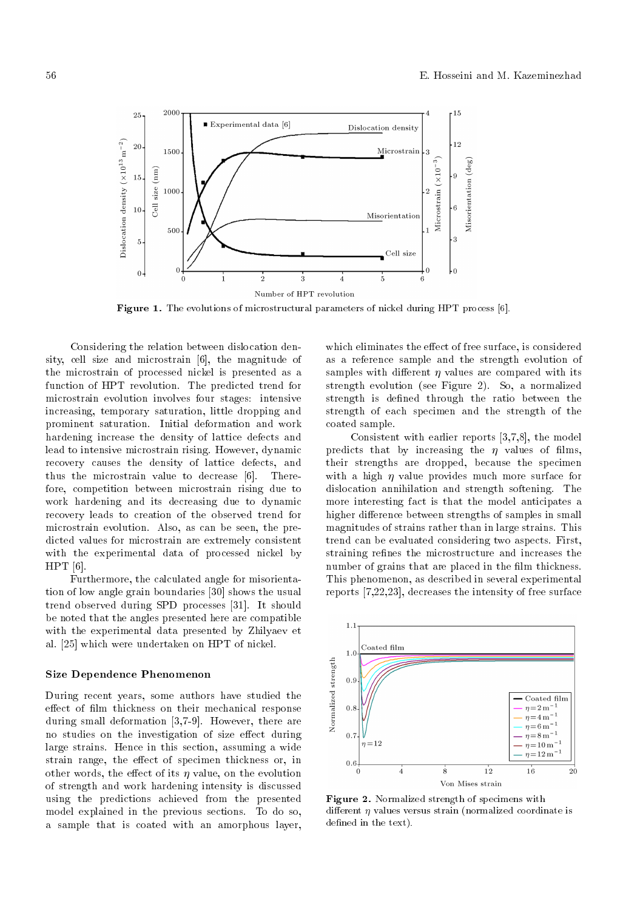Figure 1. The evolutions of microstructural parameters of nickel during HPT process [6].

Considering the relation between dislocation density, cell size and microstrain [6], the magnitude of the microstrain of processed nickel is presented as a function of HPT revolution. The predicted trend for microstrain evolution involves four stages: intensive increasing, temporary saturation, little dropping and prominent saturation. Initial deformation and work hardening increase the density of lattice defects and lead to intensive microstrain rising. However, dynamic recovery causes the density of lattice defects, and thus the microstrain value to decrease [6]. Therefore, competition between microstrain rising due to work hardening and its decreasing due to dynamic recovery leads to creation of the observed trend for microstrain evolution. Also, as can be seen, the predicted values for microstrain are extremely consistent with the experimental data of processed nickel by HPT [6].

Furthermore, the calculated angle for misorientation of low angle grain boundaries [30] shows the usual trend observed during SPD processes [31]. It should be noted that the angles presented here are compatible with the experimental data presented by Zhilyaev et al. [25] which were undertaken on HPT of nickel.

### Size Dependence Phenomenon

During recent years, some authors have studied the effect of film thickness on their mechanical response during small deformation [3,7-9]. However, there are no studies on the investigation of size effect during large strains. Hence in this section, assuming a wide strain range, the effect of specimen thickness or, in other words, the effect of its $\eta$ value, on the evolution of strength and work hardening intensity is discussed using the predictions achieved from the presented model explained in the previous sections. To do so, a sample that is coated with an amorphous layer, which eliminates the effect of free surface, is considered as a reference sample and the strength evolution of samples with different $\eta$ values are compared with its strength evolution (see Figure 2). So, a normalized strength is defined through the ratio between the strength of each specimen and the strength of the coated sample.

Consistent with earlier reports [3,7,8], the model predicts that by increasing the $\eta$ values of films, their strengths are dropped, because the specimen with a high $\eta$ value provides much more surface for dislocation annihilation and strength softening. The more interesting fact is that the model anticipates a higher difference between strengths of samples in small magnitudes of strains rather than in large strains. This trend can be evaluated considering two aspects. First, straining refines the microstructure and increases the number of grains that are placed in the film thickness. This phenomenon, as described in several experimental reports [7,22,23], decreases the intensity of free surface

Figure 2. Normalized strength of specimens with different $\eta$ values versus strain (normalized coordinate is defined in the text).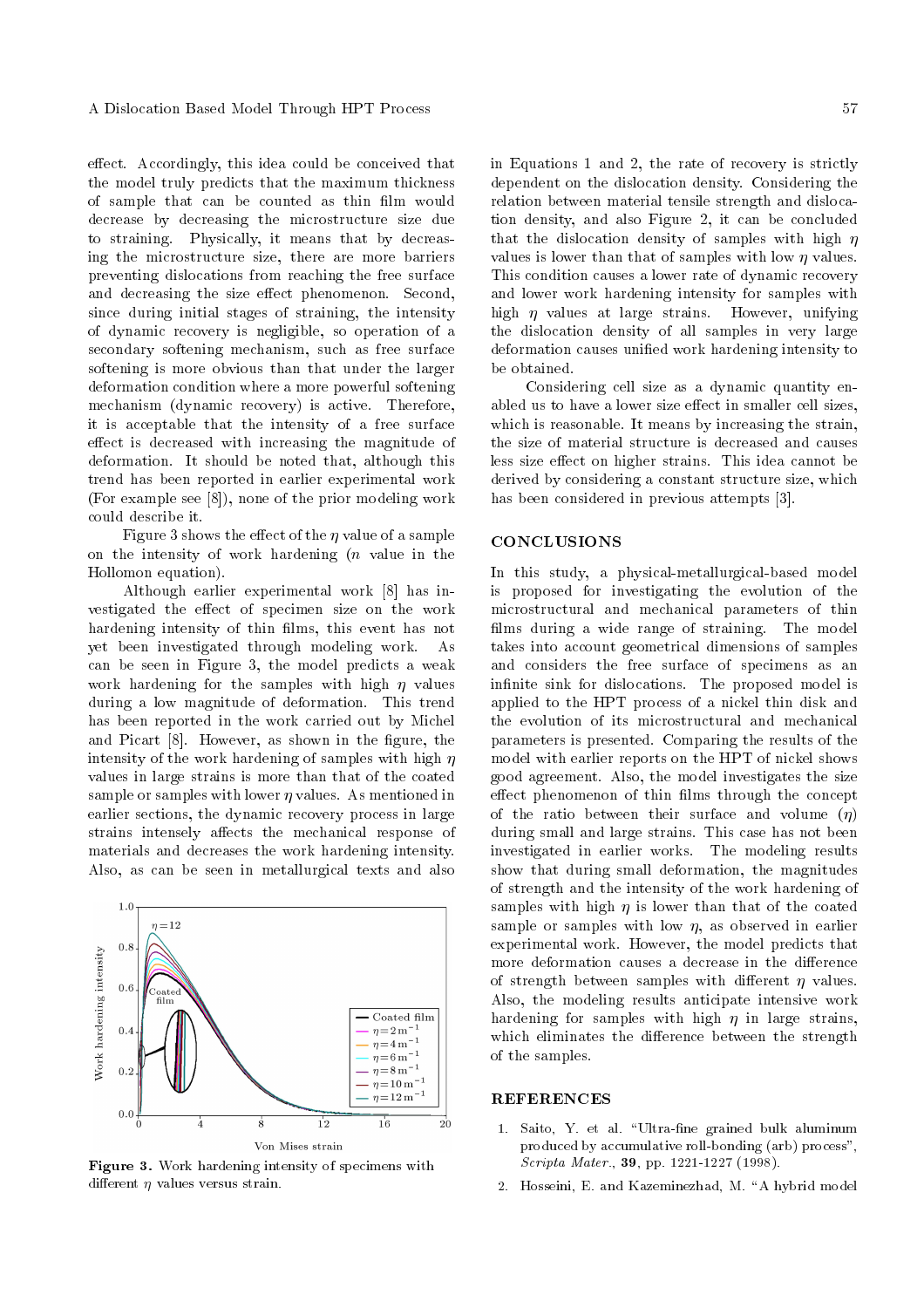effect. Accordingly, this idea could be conceived that the model truly predicts that the maximum thickness of sample that can be counted as thin film would decrease by decreasing the microstructure size due to straining. Physically, it means that by decreasing the microstructure size, there are more barriers preventing dislocations from reaching the free surface and decreasing the size effect phenomenon. Second, since during initial stages of straining, the intensity of dynamic recovery is negligible, so operation of a secondary softening mechanism, such as free surface softening is more obvious than that under the larger deformation condition where a more powerful softening mechanism (dynamic recovery) is active. Therefore, it is acceptable that the intensity of a free surface effect is decreased with increasing the magnitude of deformation. It should be noted that, although this trend has been reported in earlier experimental work (For example see [8]), none of the prior modeling work could describe it.

Figure 3 shows the effect of the $\eta$ value of a sample on the intensity of work hardening ($n$ value in the Hollomon equation).

Although earlier experimental work [8] has investigated the effect of specimen size on the work hardening intensity of thin films, this event has not yet been investigated through modeling work. As can be seen in Figure 3, the model predicts a weak work hardening for the samples with high $\eta$ values during a low magnitude of deformation. This trend has been reported in the work carried out by Michel and Picart [8]. However, as shown in the figure, the intensity of the work hardening of samples with high $\eta$ values in large strains is more than that of the coated sample or samples with lower $\eta$ values. As mentioned in earlier sections, the dynamic recovery process in large strains intensely affects the mechanical response of materials and decreases the work hardening intensity. Also, as can be seen in metallurgical texts and also in Equations 1 and 2, the rate of recovery is strictly dependent on the dislocation density. Considering the relation between material tensile strength and dislocation density, and also Figure 2, it can be concluded that the dislocation density of samples with high $\eta$ values is lower than that of samples with low $\eta$ values. This condition causes a lower rate of dynamic recovery and lower work hardening intensity for samples with high $\eta$ values at large strains. However, unifying the dislocation density of all samples in very large deformation causes unified work hardening intensity to be obtained.

**Figure 3.** Work hardening intensity of specimens with different $\eta$ values versus strain.

Considering cell size as a dynamic quantity enabled us to have a lower size effect in smaller cell sizes, which is reasonable. It means by increasing the strain, the size of material structure is decreased and causes less size effect on higher strains. This idea cannot be derived by considering a constant structure size, which has been considered in previous attempts [3].

## CONCLUSIONS

In this study, a physical-metallurgical-based model is proposed for investigating the evolution of the microstructural and mechanical parameters of thin films during a wide range of straining. The model takes into account geometrical dimensions of samples and considers the free surface of specimens as an infinite sink for dislocations. The proposed model is applied to the HPT process of a nickel thin disk and the evolution of its microstructural and mechanical parameters is presented. Comparing the results of the model with earlier reports on the HPT of nickel shows good agreement. Also, the model investigates the size effect phenomenon of thin films through the concept of the ratio between their surface and volume ($\eta$) during small and large strains. This case has not been investigated in earlier works. The modeling results show that during small deformation, the magnitudes of strength and the intensity of the work hardening of samples with high $\eta$ is lower than that of the coated sample or samples with low $\eta$, as observed in earlier experimental work. However, the model predicts that more deformation causes a decrease in the difference of strength between samples with different $\eta$ values. Also, the modeling results anticipate intensive work hardening for samples with high $\eta$ in large strains, which eliminates the difference between the strength of the samples.

## REFERENCES

1. Saito, Y. et al. "Ultra-fine grained bulk aluminum produced by accumulative roll-bonding (arb) process", *Scripta Mater.*, **39**, pp. 1221-1227 (1998).
2. Hosseini, E. and Kazeminezhad, M. "A hybrid model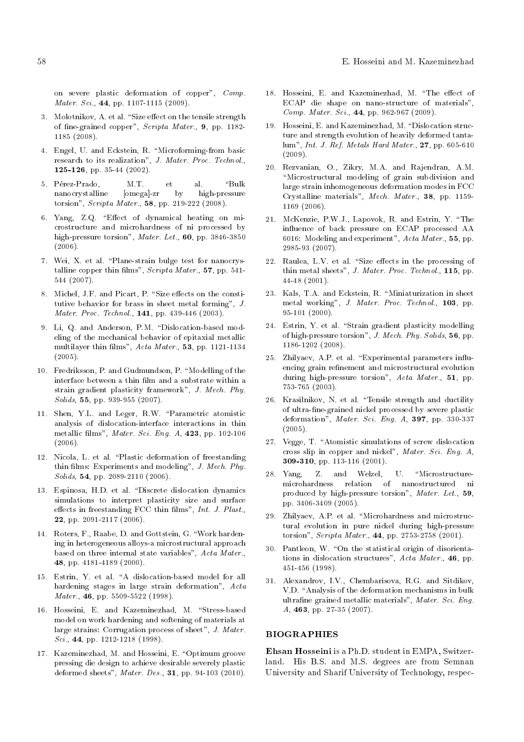on severe plastic deformation of copper", *Comp. Mater. Sci.*, **44**, pp. 1107-1115 (2009).

3. Molotnikov, A. et al. "Size effect on the tensile strength of fine-grained copper", *Scripta Mater.*, **9**, pp. 1182-1185 (2008).

4. Engel, U. and Eckstein, R. "Microforming-from basic research to its realization", *J. Mater. Proc. Technol.*, **125-126**, pp. 35-44 (2002).

5. Pérez-Prado, M.T. et al. "Bulk nanocrystalline [omega]-zr by high-pressure torsion", *Scripta Mater.*, **58**, pp. 219-222 (2008).

6. Yang, Z.Q. "Effect of dynamical heating on microstructure and microhardness of ni processed by high-pressure torsion", *Mater. Let.*, **60**, pp. 3846-3850 (2006).

7. Wei, X. et al. "Plane-strain bulge test for nanocrystalline copper thin films", *Scripta Mater.*, **57**, pp. 541-544 (2007).

8. Michel, J.F. and Picart, P. "Size effects on the constitutive behavior for brass in sheet metal forming", *J. Mater. Proc. Technol.*, **141**, pp. 439-446 (2003).

9. Li, Q. and Anderson, P.M. "Dislocation-based modeling of the mechanical behavior of epitaxial metallic multilayer thin films", *Acta Mater.*, **53**, pp. 1121-1134 (2005).

10. Fredriksson, P. and Gudmundson, P. "Modelling of the interface between a thin film and a substrate within a strain gradient plasticity framework", *J. Mech. Phy. Solids*, **55**, pp. 939-955 (2007).

11. Shen, Y.L. and Leger, R.W. "Parametric atomistic analysis of dislocation-interface interactions in thin metallic films", *Mater. Sci. Eng. A*, **423**, pp. 102-106 (2006).

12. Nicola, L. et al. "Plastic deformation of freestanding thin films: Experiments and modeling", *J. Mech. Phy. Solids*, **54**, pp. 2089-2110 (2006).

13. Espinosa, H.D. et al. "Discrete dislocation dynamics simulations to interpret plasticity size and surface effects in freestanding FCC thin films", *Int. J. Plast.*, **22**, pp. 2091-2117 (2006).

14. Roters, F., Raabe, D. and Gottstein, G. "Work hardening in heterogeneous alloys-a microstructural approach based on three internal state variables", *Acta Mater.*, **48**, pp. 4181-4189 (2000).

15. Estrin, Y. et al. "A dislocation-based model for all hardening stages in large strain deformation", *Acta Mater.*, **46**, pp. 5509-5522 (1998).

16. Hosseini, E. and Kazeminezhad, M. "Stress-based model on work hardening and softening of materials at large strains: Corrugation process of sheet", *J. Mater. Sci.*, **44**, pp. 1212-1218 (1998).

17. Kazeminezhad, M. and Hosseini, E. "Optimum groove pressing die design to achieve desirable severely plastic deformed sheets", *Mater. Des.*, **31**, pp. 94-103 (2010).

18. Hosseini, E. and Kazeminezhad, M. "The effect of ECAP die shape on nano-structure of materials", *Comp. Mater. Sci.*, **44**, pp. 962-967 (2009).

19. Hosseini, E. and Kazeminezhad, M. "Dislocation structure and strength evolution of heavily deformed tantalum", *Int. J. Ref. Metals Hard Mater.*, **27**, pp. 605-610 (2009).

20. Rezvanian, O., Zikry, M.A. and Rajendran, A.M. "Microstructural modeling of grain subdivision and large strain inhomogeneous deformation modes in FCC Crystalline materials", *Mech. Mater.*, **38**, pp. 1159-1169 (2006).

21. McKenzie, P.W.J., Lapovok, R. and Estrin, Y. "The influence of back pressure on ECAP processed AA 6016: Modeling and experiment", *Acta Mater.*, **55**, pp. 2985-93 (2007).

22. Raulea, L.V. et al. "Size effects in the processing of thin metal sheets", *J. Mater. Proc. Technol.*, **115**, pp. 44-48 (2001).

23. Kals, T.A. and Eckstein, R. "Miniaturization in sheet metal working", *J. Mater. Proc. Technol.*, **103**, pp. 95-101 (2000).

24. Estrin, Y. et al. "Strain gradient plasticity modelling of high-pressure torsion", *J. Mech. Phy. Solids*, **56**, pp. 1186-1202 (2008).

25. Zhilyaev, A.P. et al. "Experimental parameters influencing grain refinement and microstructural evolution during high-pressure torsion", *Acta Mater.*, **51**, pp. 753-765 (2003).

26. Krasilnikov, N. et al. "Tensile strength and ductility of ultra-fine-grained nickel processed by severe plastic deformation", *Mater. Sci. Eng. A*, **397**, pp. 330-337 (2005).

27. Vegge, T. "Atomistic simulations of screw dislocation cross slip in copper and nickel", *Mater. Sci. Eng. A*, **309-310**, pp. 113-116 (2001).

28. Yang, Z. and Welzel, U. "Microstructure-microhardness relation of nanostructured ni produced by high-pressure torsion", *Mater. Let.*, **59**, pp. 3406-3409 (2005).

29. Zhilyaev, A.P. et al. "Microhardness and microstructural evolution in pure nickel during high-pressure torsion", *Scripta Mater.*, **44**, pp. 2753-2758 (2001).

30. Pantleon, W. "On the statistical origin of disorientations in dislocation structures", *Acta Mater.*, **46**, pp. 451-456 (1998).

31. Alexandrov, I.V., Chembarisova, R.G. and Sitdikov, V.D. "Analysis of the deformation mechanisms in bulk ultrafine grained metallic materials", *Mater. Sci. Eng. A*, **463**, pp. 27-35 (2007).

## BIOGRAPHIES

**Ehsan Hosseini** is a Ph.D. student in EMPA, Switzerland. His B.S. and M.S. degrees are from Semnan University and Sharif University of Technology, respec-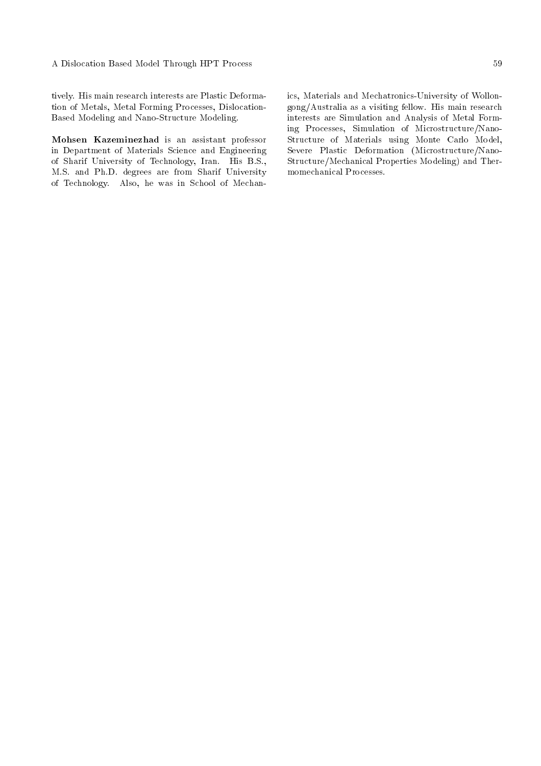tively. His main research interests are Plastic Deformation of Metals, Metal Forming Processes, Dislocation-Based Modeling and Nano-Structure Modeling.

**Mohsen Kazeminezhad** is an assistant professor in Department of Materials Science and Engineering of Sharif University of Technology, Iran. His B.S., M.S. and Ph.D. degrees are from Sharif University of Technology. Also, he was in School of Mechanics, Materials and Mechatronics-University of Wollongong/Australia as a visiting fellow. His main research interests are Simulation and Analysis of Metal Forming Processes, Simulation of Microstructure/Nano-Structure of Materials using Monte Carlo Model, Severe Plastic Deformation (Microstructure/Nano-Structure/Mechanical Properties Modeling) and Thermomechanical Processes.